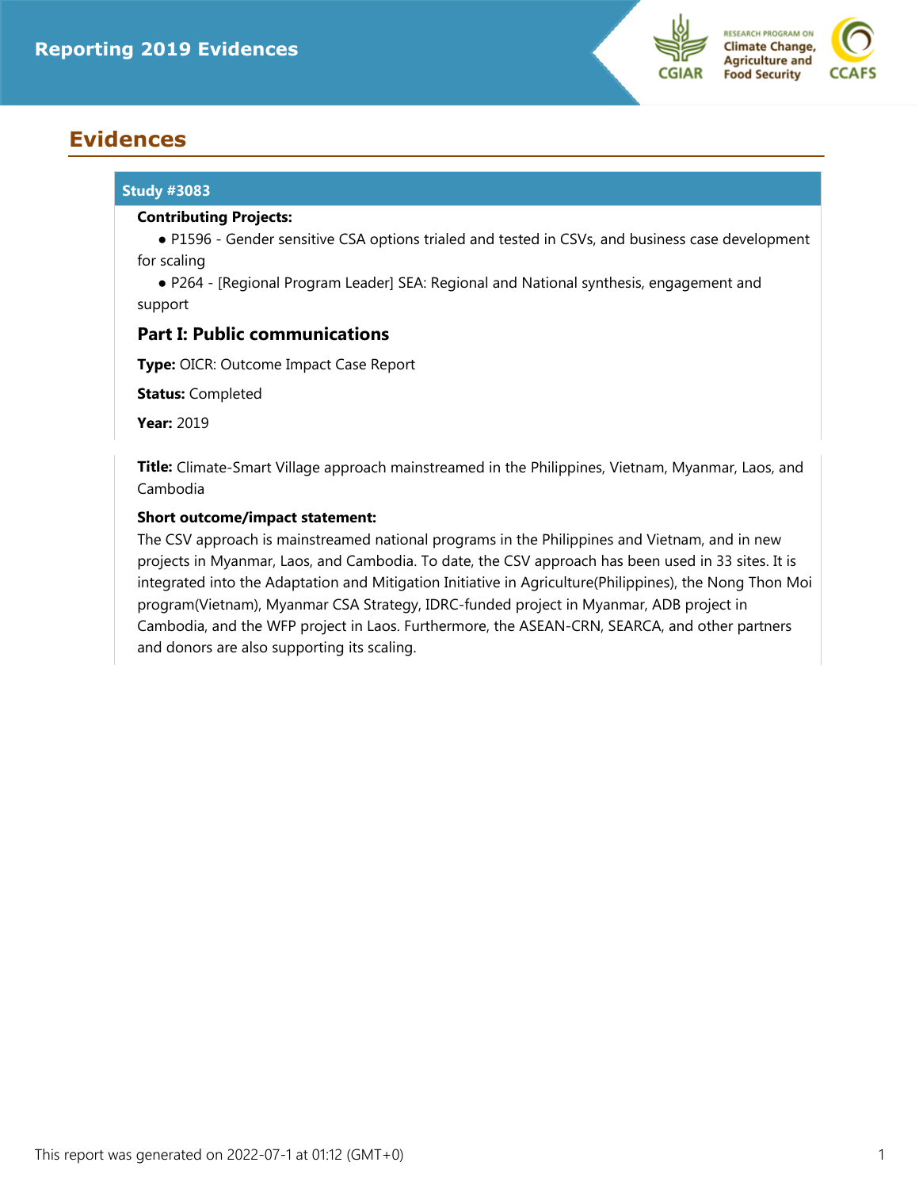# Evidences

## Study #3083

**Contributing Projects:**

- P1596 - Gender sensitive CSA options trialed and tested in CSVs, and business case development for scaling
- P264 - [Regional Program Leader] SEA: Regional and National synthesis, engagement and support

### Part I: Public communications

**Type:** OICR: Outcome Impact Case Report

**Status:** Completed

**Year:** 2019

**Title:** Climate-Smart Village approach mainstreamed in the Philippines, Vietnam, Myanmar, Laos, and Cambodia

**Short outcome/impact statement:**

The CSV approach is mainstreamed national programs in the Philippines and Vietnam, and in new projects in Myanmar, Laos, and Cambodia. To date, the CSV approach has been used in 33 sites. It is integrated into the Adaptation and Mitigation Initiative in Agriculture(Philippines), the Nong Thon Moi program(Vietnam), Myanmar CSA Strategy, IDRC-funded project in Myanmar, ADB project in Cambodia, and the WFP project in Laos. Furthermore, the ASEAN-CRN, SEARCA, and other partners and donors are also supporting its scaling.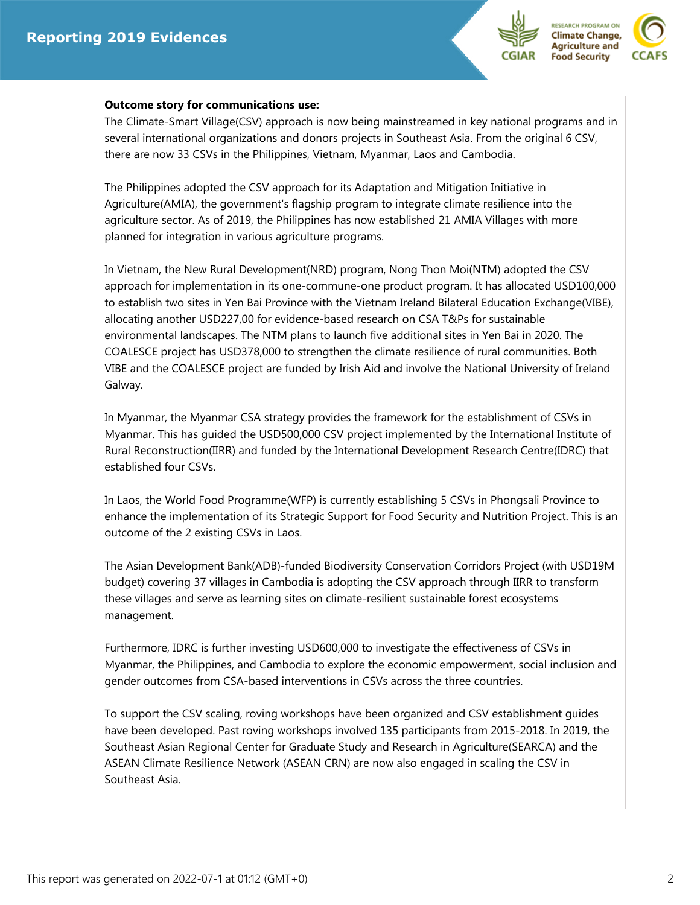**Outcome story for communications use:**

The Climate-Smart Village(CSV) approach is now being mainstreamed in key national programs and in several international organizations and donors projects in Southeast Asia. From the original 6 CSV, there are now 33 CSVs in the Philippines, Vietnam, Myanmar, Laos and Cambodia.

The Philippines adopted the CSV approach for its Adaptation and Mitigation Initiative in Agriculture(AMIA), the government's flagship program to integrate climate resilience into the agriculture sector. As of 2019, the Philippines has now established 21 AMIA Villages with more planned for integration in various agriculture programs.

In Vietnam, the New Rural Development(NRD) program, Nong Thon Moi(NTM) adopted the CSV approach for implementation in its one-commune-one product program. It has allocated USD100,000 to establish two sites in Yen Bai Province with the Vietnam Ireland Bilateral Education Exchange(VIBE), allocating another USD227,00 for evidence-based research on CSA T&Ps for sustainable environmental landscapes. The NTM plans to launch five additional sites in Yen Bai in 2020. The COALESCE project has USD378,000 to strengthen the climate resilience of rural communities. Both VIBE and the COALESCE project are funded by Irish Aid and involve the National University of Ireland Galway.

In Myanmar, the Myanmar CSA strategy provides the framework for the establishment of CSVs in Myanmar. This has guided the USD500,000 CSV project implemented by the International Institute of Rural Reconstruction(IIRR) and funded by the International Development Research Centre(IDRC) that established four CSVs.

In Laos, the World Food Programme(WFP) is currently establishing 5 CSVs in Phongsali Province to enhance the implementation of its Strategic Support for Food Security and Nutrition Project. This is an outcome of the 2 existing CSVs in Laos.

The Asian Development Bank(ADB)-funded Biodiversity Conservation Corridors Project (with USD19M budget) covering 37 villages in Cambodia is adopting the CSV approach through IIRR to transform these villages and serve as learning sites on climate-resilient sustainable forest ecosystems management.

Furthermore, IDRC is further investing USD600,000 to investigate the effectiveness of CSVs in Myanmar, the Philippines, and Cambodia to explore the economic empowerment, social inclusion and gender outcomes from CSA-based interventions in CSVs across the three countries.

To support the CSV scaling, roving workshops have been organized and CSV establishment guides have been developed. Past roving workshops involved 135 participants from 2015-2018. In 2019, the Southeast Asian Regional Center for Graduate Study and Research in Agriculture(SEARCA) and the ASEAN Climate Resilience Network (ASEAN CRN) are now also engaged in scaling the CSV in Southeast Asia.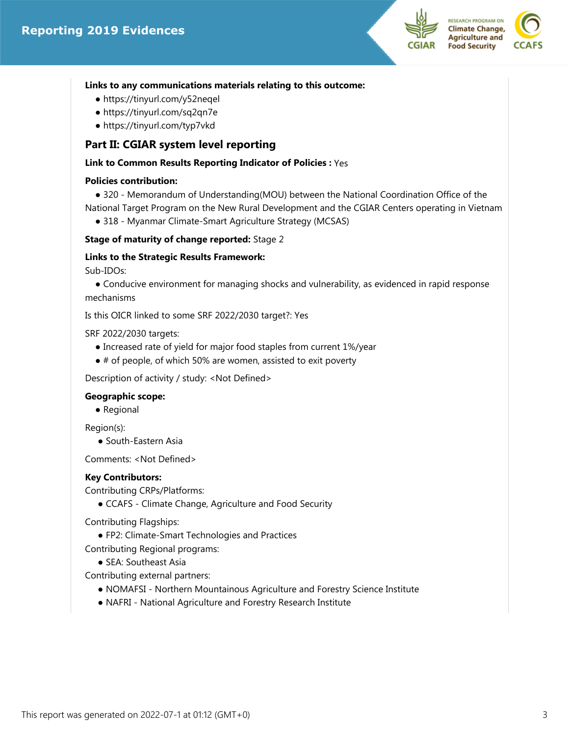**Links to any communications materials relating to this outcome:**

- https://tinyurl.com/y52neqel
- https://tinyurl.com/sq2qn7e
- https://tinyurl.com/typ7vkd

## Part II: CGIAR system level reporting

**Link to Common Results Reporting Indicator of Policies :** Yes

**Policies contribution:**

- 320 - Memorandum of Understanding(MOU) between the National Coordination Office of the National Target Program on the New Rural Development and the CGIAR Centers operating in Vietnam
- 318 - Myanmar Climate-Smart Agriculture Strategy (MCSAS)

**Stage of maturity of change reported:** Stage 2

**Links to the Strategic Results Framework:**

Sub-IDOs:

- Conducive environment for managing shocks and vulnerability, as evidenced in rapid response mechanisms

Is this OICR linked to some SRF 2022/2030 target?: Yes

SRF 2022/2030 targets:

- Increased rate of yield for major food staples from current 1%/year
- # of people, of which 50% are women, assisted to exit poverty

Description of activity / study: <Not Defined>

**Geographic scope:**

- Regional

Region(s):

- South-Eastern Asia

Comments: <Not Defined>

**Key Contributors:**

Contributing CRPs/Platforms:

- CCAFS - Climate Change, Agriculture and Food Security

Contributing Flagships:

- FP2: Climate-Smart Technologies and Practices

Contributing Regional programs:

- SEA: Southeast Asia

Contributing external partners:

- NOMAFSI - Northern Mountainous Agriculture and Forestry Science Institute
- NAFRI - National Agriculture and Forestry Research Institute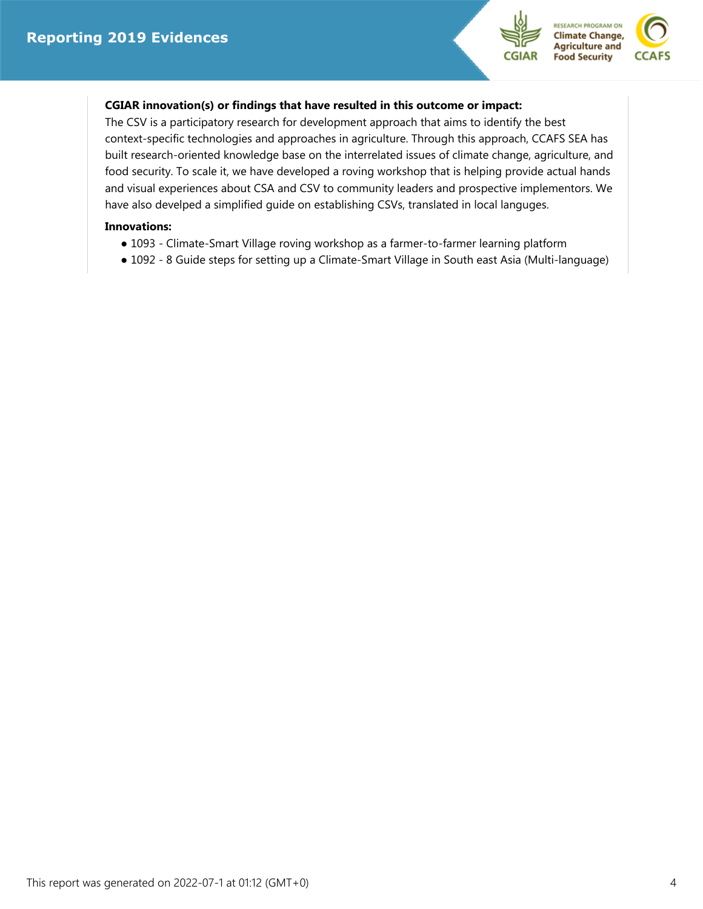**CGIAR innovation(s) or findings that have resulted in this outcome or impact:**
The CSV is a participatory research for development approach that aims to identify the best context-specific technologies and approaches in agriculture. Through this approach, CCAFS SEA has built research-oriented knowledge base on the interrelated issues of climate change, agriculture, and food security. To scale it, we have developed a roving workshop that is helping provide actual hands and visual experiences about CSA and CSV to community leaders and prospective implementors. We have also develped a simplified guide on establishing CSVs, translated in local languges.

**Innovations:**

- 1093 - Climate-Smart Village roving workshop as a farmer-to-farmer learning platform
- 1092 - 8 Guide steps for setting up a Climate-Smart Village in South east Asia (Multi-language)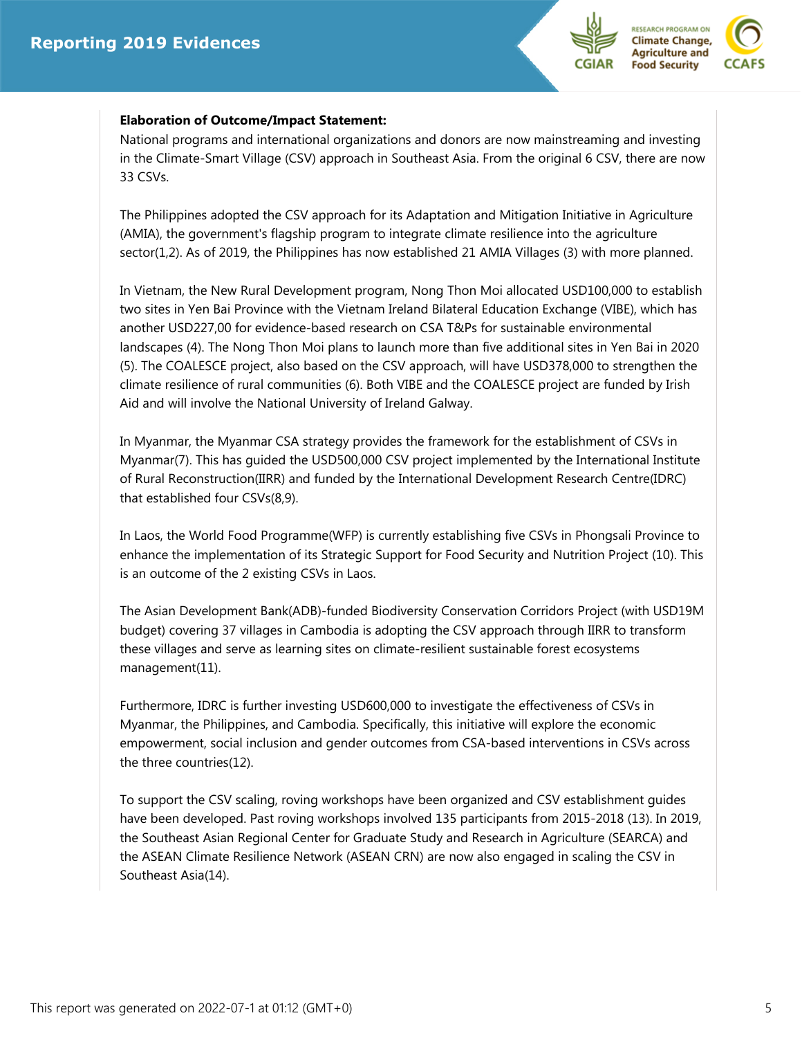**Elaboration of Outcome/Impact Statement:**

National programs and international organizations and donors are now mainstreaming and investing in the Climate-Smart Village (CSV) approach in Southeast Asia. From the original 6 CSV, there are now 33 CSVs.

The Philippines adopted the CSV approach for its Adaptation and Mitigation Initiative in Agriculture (AMIA), the government's flagship program to integrate climate resilience into the agriculture sector(1,2). As of 2019, the Philippines has now established 21 AMIA Villages (3) with more planned.

In Vietnam, the New Rural Development program, Nong Thon Moi allocated USD100,000 to establish two sites in Yen Bai Province with the Vietnam Ireland Bilateral Education Exchange (VIBE), which has another USD227,00 for evidence-based research on CSA T&Ps for sustainable environmental landscapes (4). The Nong Thon Moi plans to launch more than five additional sites in Yen Bai in 2020 (5). The COALESCE project, also based on the CSV approach, will have USD378,000 to strengthen the climate resilience of rural communities (6). Both VIBE and the COALESCE project are funded by Irish Aid and will involve the National University of Ireland Galway.

In Myanmar, the Myanmar CSA strategy provides the framework for the establishment of CSVs in Myanmar(7). This has guided the USD500,000 CSV project implemented by the International Institute of Rural Reconstruction(IIRR) and funded by the International Development Research Centre(IDRC) that established four CSVs(8,9).

In Laos, the World Food Programme(WFP) is currently establishing five CSVs in Phongsali Province to enhance the implementation of its Strategic Support for Food Security and Nutrition Project (10). This is an outcome of the 2 existing CSVs in Laos.

The Asian Development Bank(ADB)-funded Biodiversity Conservation Corridors Project (with USD19M budget) covering 37 villages in Cambodia is adopting the CSV approach through IIRR to transform these villages and serve as learning sites on climate-resilient sustainable forest ecosystems management(11).

Furthermore, IDRC is further investing USD600,000 to investigate the effectiveness of CSVs in Myanmar, the Philippines, and Cambodia. Specifically, this initiative will explore the economic empowerment, social inclusion and gender outcomes from CSA-based interventions in CSVs across the three countries(12).

To support the CSV scaling, roving workshops have been organized and CSV establishment guides have been developed. Past roving workshops involved 135 participants from 2015-2018 (13). In 2019, the Southeast Asian Regional Center for Graduate Study and Research in Agriculture (SEARCA) and the ASEAN Climate Resilience Network (ASEAN CRN) are now also engaged in scaling the CSV in Southeast Asia(14).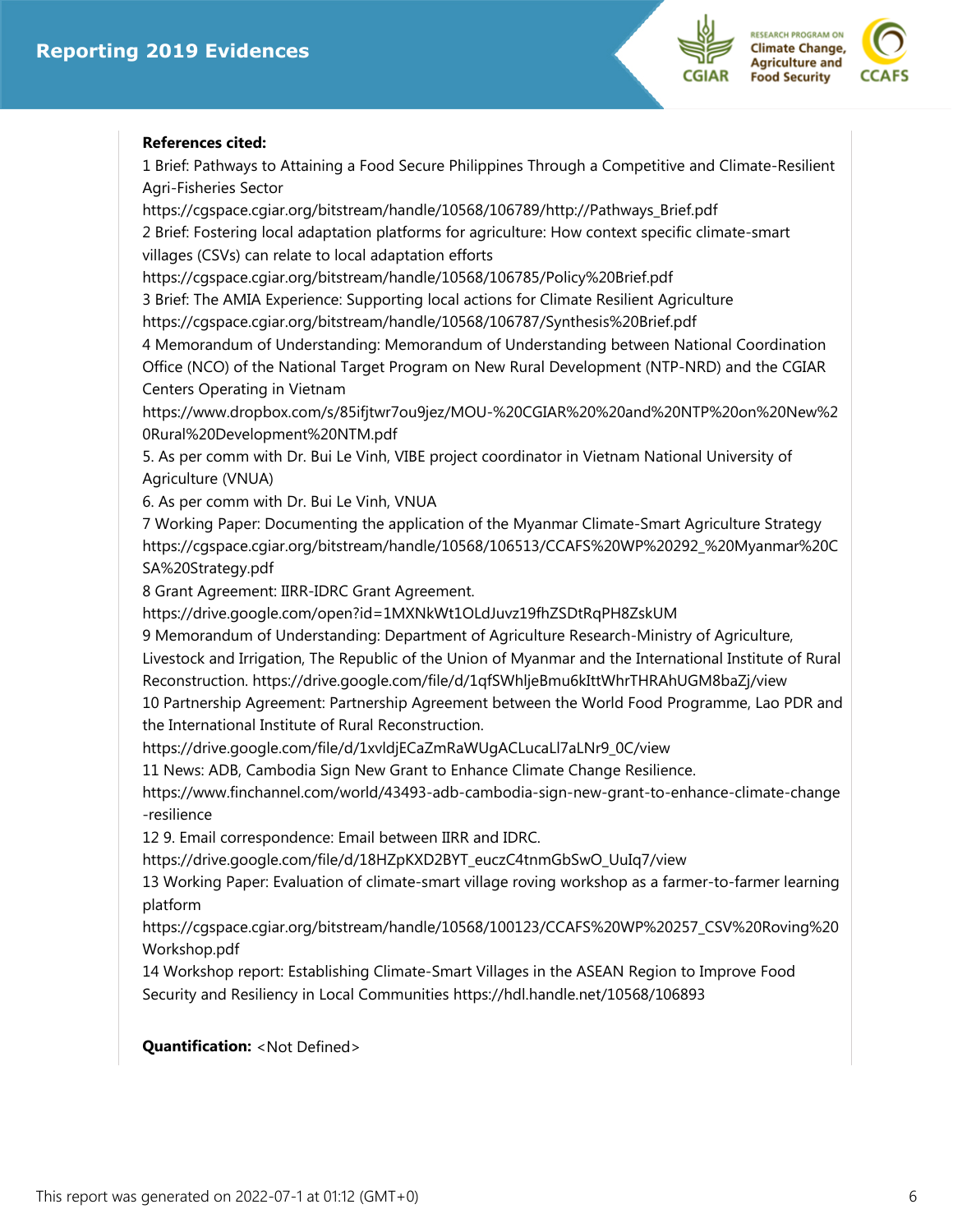**References cited:**

1 Brief: Pathways to Attaining a Food Secure Philippines Through a Competitive and Climate-Resilient Agri-Fisheries Sector
https://cgspace.cgiar.org/bitstream/handle/10568/106789/http://Pathways_Brief.pdf
2 Brief: Fostering local adaptation platforms for agriculture: How context specific climate-smart villages (CSVs) can relate to local adaptation efforts
https://cgspace.cgiar.org/bitstream/handle/10568/106785/Policy%20Brief.pdf
3 Brief: The AMIA Experience: Supporting local actions for Climate Resilient Agriculture
https://cgspace.cgiar.org/bitstream/handle/10568/106787/Synthesis%20Brief.pdf
4 Memorandum of Understanding: Memorandum of Understanding between National Coordination Office (NCO) of the National Target Program on New Rural Development (NTP-NRD) and the CGIAR Centers Operating in Vietnam
https://www.dropbox.com/s/85ifjtwr7ou9jez/MOU-%20CGIAR%20%20and%20NTP%20on%20New%20Rural%20Development%20NTM.pdf
5. As per comm with Dr. Bui Le Vinh, VIBE project coordinator in Vietnam National University of Agriculture (VNUA)
6. As per comm with Dr. Bui Le Vinh, VNUA
7 Working Paper: Documenting the application of the Myanmar Climate-Smart Agriculture Strategy
https://cgspace.cgiar.org/bitstream/handle/10568/106513/CCAFS%20WP%20292_%20Myanmar%20CSA%20Strategy.pdf
8 Grant Agreement: IIRR-IDRC Grant Agreement.
https://drive.google.com/open?id=1MXNkWt1OLdJuvz19fhZSDtRqPH8ZskUM
9 Memorandum of Understanding: Department of Agriculture Research-Ministry of Agriculture, Livestock and Irrigation, The Republic of the Union of Myanmar and the International Institute of Rural Reconstruction. https://drive.google.com/file/d/1qfSWhljeBmu6kIttWhrTHRAhUGM8baZj/view
10 Partnership Agreement: Partnership Agreement between the World Food Programme, Lao PDR and the International Institute of Rural Reconstruction.
https://drive.google.com/file/d/1xvldjECaZmRaWUgACLucaLl7aLNr9_0C/view
11 News: ADB, Cambodia Sign New Grant to Enhance Climate Change Resilience.
https://www.finchannel.com/world/43493-adb-cambodia-sign-new-grant-to-enhance-climate-change-resilience
12 9. Email correspondence: Email between IIRR and IDRC.
https://drive.google.com/file/d/18HZpKXD2BYT_euczC4tnmGbSwO_UuIq7/view
13 Working Paper: Evaluation of climate-smart village roving workshop as a farmer-to-farmer learning platform
https://cgspace.cgiar.org/bitstream/handle/10568/100123/CCAFS%20WP%20257_CSV%20Roving%20Workshop.pdf
14 Workshop report: Establishing Climate-Smart Villages in the ASEAN Region to Improve Food Security and Resiliency in Local Communities https://hdl.handle.net/10568/106893

**Quantification:** <Not Defined>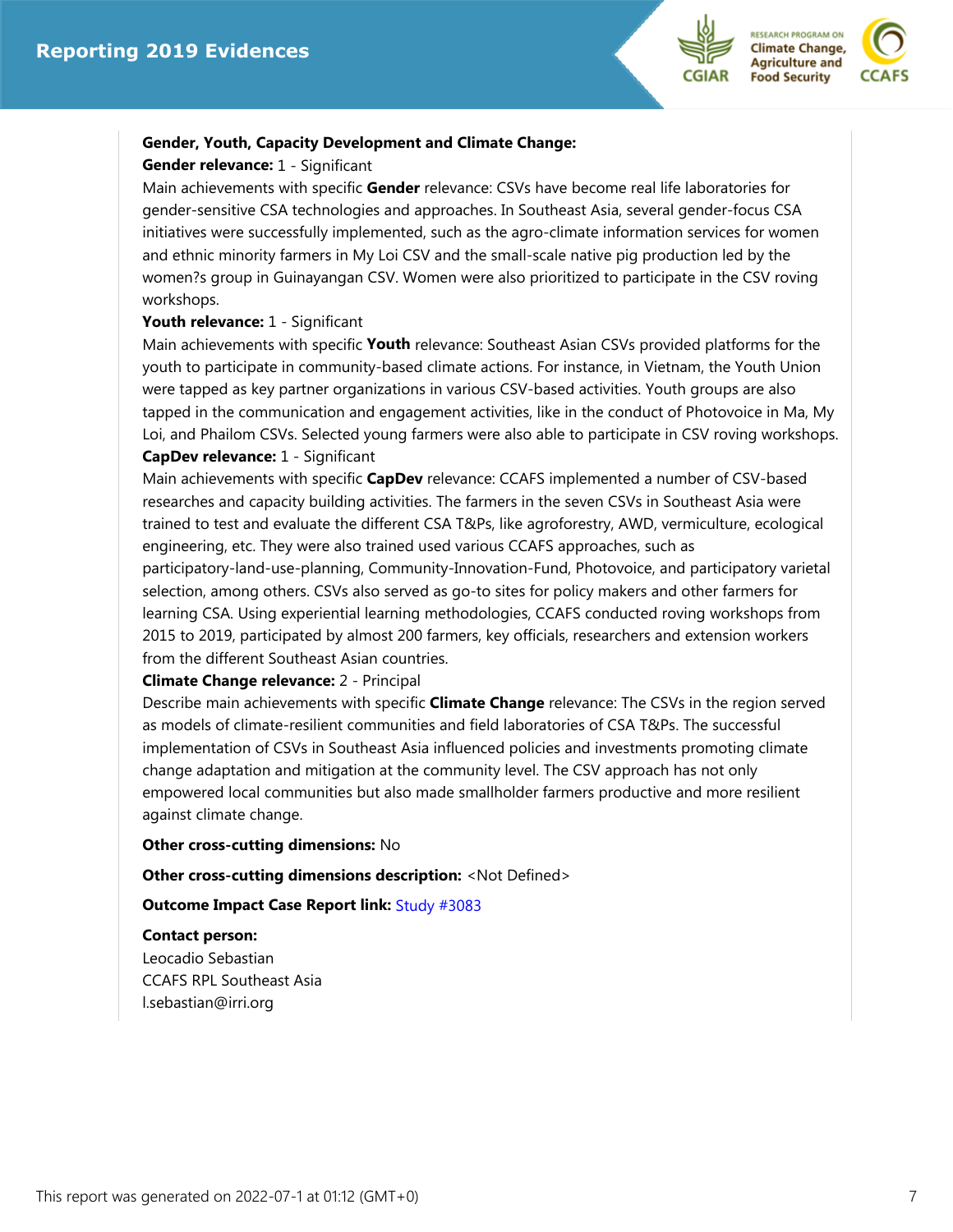**Gender, Youth, Capacity Development and Climate Change:**

**Gender relevance:** 1 - Significant

Main achievements with specific **Gender** relevance: CSVs have become real life laboratories for gender-sensitive CSA technologies and approaches. In Southeast Asia, several gender-focus CSA initiatives were successfully implemented, such as the agro-climate information services for women and ethnic minority farmers in My Loi CSV and the small-scale native pig production led by the women?s group in Guinayangan CSV. Women were also prioritized to participate in the CSV roving workshops.

**Youth relevance:** 1 - Significant

Main achievements with specific **Youth** relevance: Southeast Asian CSVs provided platforms for the youth to participate in community-based climate actions. For instance, in Vietnam, the Youth Union were tapped as key partner organizations in various CSV-based activities. Youth groups are also tapped in the communication and engagement activities, like in the conduct of Photovoice in Ma, My Loi, and Phailom CSVs. Selected young farmers were also able to participate in CSV roving workshops.

**CapDev relevance:** 1 - Significant

Main achievements with specific **CapDev** relevance: CCAFS implemented a number of CSV-based researches and capacity building activities. The farmers in the seven CSVs in Southeast Asia were trained to test and evaluate the different CSA T&Ps, like agroforestry, AWD, vermiculture, ecological engineering, etc. They were also trained used various CCAFS approaches, such as participatory-land-use-planning, Community-Innovation-Fund, Photovoice, and participatory varietal selection, among others. CSVs also served as go-to sites for policy makers and other farmers for learning CSA. Using experiential learning methodologies, CCAFS conducted roving workshops from 2015 to 2019, participated by almost 200 farmers, key officials, researchers and extension workers from the different Southeast Asian countries.

**Climate Change relevance:** 2 - Principal

Describe main achievements with specific **Climate Change** relevance: The CSVs in the region served as models of climate-resilient communities and field laboratories of CSA T&Ps. The successful implementation of CSVs in Southeast Asia influenced policies and investments promoting climate change adaptation and mitigation at the community level. The CSV approach has not only empowered local communities but also made smallholder farmers productive and more resilient against climate change.

**Other cross-cutting dimensions:** No

**Other cross-cutting dimensions description:** <Not Defined>

**Outcome Impact Case Report link:** Study #3083

**Contact person:**

Leocadio Sebastian
CCAFS RPL Southeast Asia
l.sebastian@irri.org